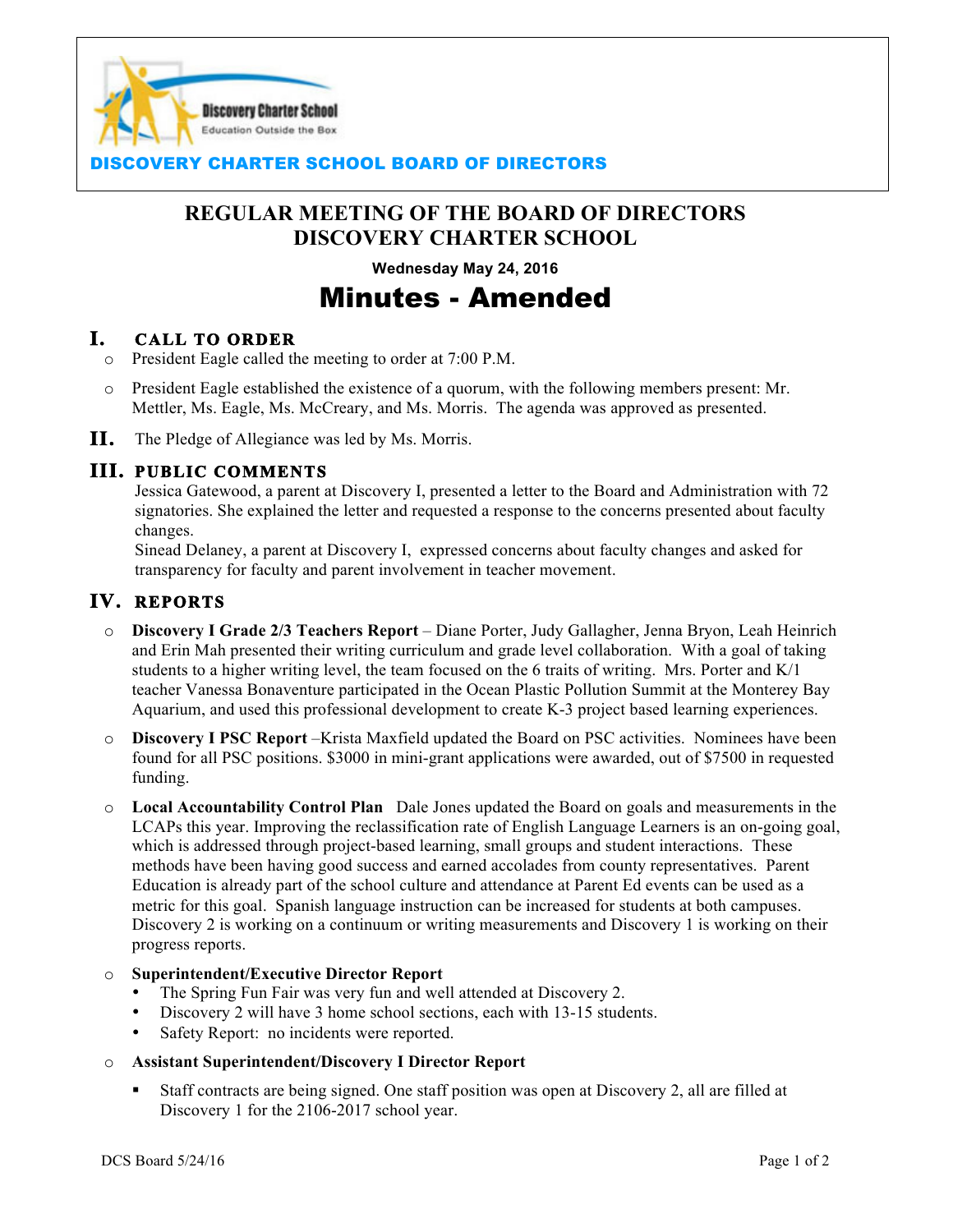DISCOVERY CHARTER SCHOOL BOARD OF DIRECTORS

# REGULAR MEETING OF THE BOARD OF DIRECTORS
# DISCOVERY CHARTER SCHOOL

**Wednesday May 24, 2016**

# Minutes - Amended

## I. CALL TO ORDER

- President Eagle called the meeting to order at 7:00 P.M.
- President Eagle established the existence of a quorum, with the following members present: Mr. Mettler, Ms. Eagle, Ms. McCreary, and Ms. Morris. The agenda was approved as presented.

## II. The Pledge of Allegiance was led by Ms. Morris.

## III. PUBLIC COMMENTS

Jessica Gatewood, a parent at Discovery I, presented a letter to the Board and Administration with 72 signatories. She explained the letter and requested a response to the concerns presented about faculty changes.
Sinead Delaney, a parent at Discovery I, expressed concerns about faculty changes and asked for transparency for faculty and parent involvement in teacher movement.

## IV. REPORTS

- **Discovery I Grade 2/3 Teachers Report** – Diane Porter, Judy Gallagher, Jenna Bryon, Leah Heinrich and Erin Mah presented their writing curriculum and grade level collaboration. With a goal of taking students to a higher writing level, the team focused on the 6 traits of writing. Mrs. Porter and K/1 teacher Vanessa Bonaventure participated in the Ocean Plastic Pollution Summit at the Monterey Bay Aquarium, and used this professional development to create K-3 project based learning experiences.
- **Discovery I PSC Report** –Krista Maxfield updated the Board on PSC activities. Nominees have been found for all PSC positions. $3000 in mini-grant applications were awarded, out of $7500 in requested funding.
- **Local Accountability Control Plan** Dale Jones updated the Board on goals and measurements in the LCAPs this year. Improving the reclassification rate of English Language Learners is an on-going goal, which is addressed through project-based learning, small groups and student interactions. These methods have been having good success and earned accolades from county representatives. Parent Education is already part of the school culture and attendance at Parent Ed events can be used as a metric for this goal. Spanish language instruction can be increased for students at both campuses. Discovery 2 is working on a continuum or writing measurements and Discovery 1 is working on their progress reports.
- **Superintendent/Executive Director Report**
  - The Spring Fun Fair was very fun and well attended at Discovery 2.
  - Discovery 2 will have 3 home school sections, each with 13-15 students.
  - Safety Report: no incidents were reported.
- **Assistant Superintendent/Discovery I Director Report**
  - Staff contracts are being signed. One staff position was open at Discovery 2, all are filled at Discovery 1 for the 2106-2017 school year.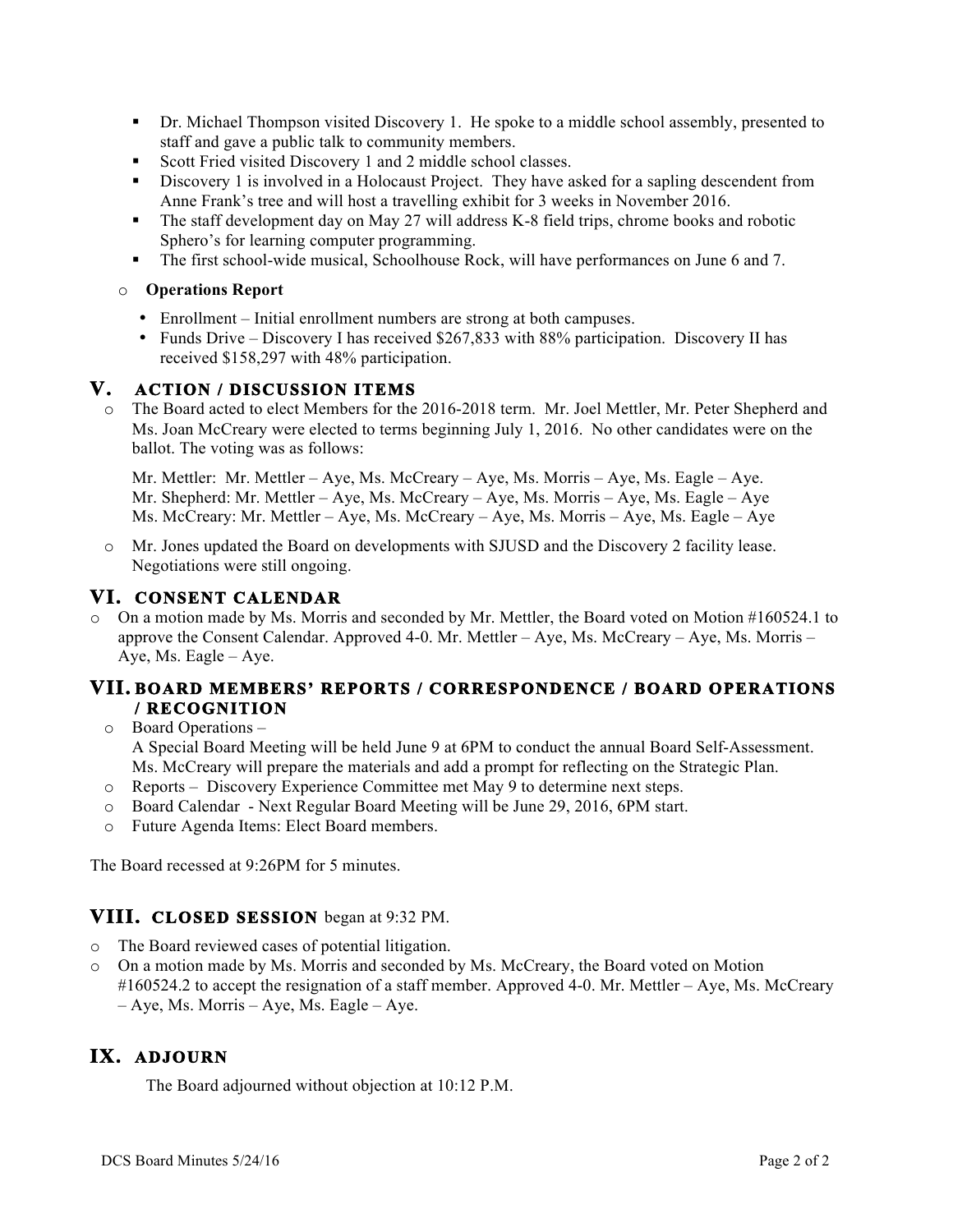- Dr. Michael Thompson visited Discovery 1. He spoke to a middle school assembly, presented to staff and gave a public talk to community members.
- Scott Fried visited Discovery 1 and 2 middle school classes.
- Discovery 1 is involved in a Holocaust Project. They have asked for a sapling descendent from Anne Frank's tree and will host a travelling exhibit for 3 weeks in November 2016.
- The staff development day on May 27 will address K-8 field trips, chrome books and robotic Sphero's for learning computer programming.
- The first school-wide musical, Schoolhouse Rock, will have performances on June 6 and 7.

- **Operations Report**
  - Enrollment – Initial enrollment numbers are strong at both campuses.
  - Funds Drive – Discovery I has received $267,833 with 88% participation. Discovery II has received $158,297 with 48% participation.

## V. ACTION / DISCUSSION ITEMS

- The Board acted to elect Members for the 2016-2018 term. Mr. Joel Mettler, Mr. Peter Shepherd and Ms. Joan McCreary were elected to terms beginning July 1, 2016. No other candidates were on the ballot. The voting was as follows:

  Mr. Mettler: Mr. Mettler – Aye, Ms. McCreary – Aye, Ms. Morris – Aye, Ms. Eagle – Aye.
  Mr. Shepherd: Mr. Mettler – Aye, Ms. McCreary – Aye, Ms. Morris – Aye, Ms. Eagle – Aye
  Ms. McCreary: Mr. Mettler – Aye, Ms. McCreary – Aye, Ms. Morris – Aye, Ms. Eagle – Aye

- Mr. Jones updated the Board on developments with SJUSD and the Discovery 2 facility lease. Negotiations were still ongoing.

## VI. CONSENT CALENDAR

- On a motion made by Ms. Morris and seconded by Mr. Mettler, the Board voted on Motion #160524.1 to approve the Consent Calendar. Approved 4-0. Mr. Mettler – Aye, Ms. McCreary – Aye, Ms. Morris – Aye, Ms. Eagle – Aye.

## VII. BOARD MEMBERS' REPORTS / CORRESPONDENCE / BOARD OPERATIONS / RECOGNITION

- Board Operations –
  A Special Board Meeting will be held June 9 at 6PM to conduct the annual Board Self-Assessment. Ms. McCreary will prepare the materials and add a prompt for reflecting on the Strategic Plan.
- Reports – Discovery Experience Committee met May 9 to determine next steps.
- Board Calendar - Next Regular Board Meeting will be June 29, 2016, 6PM start.
- Future Agenda Items: Elect Board members.

The Board recessed at 9:26PM for 5 minutes.

## VIII. CLOSED SESSION began at 9:32 PM.

- The Board reviewed cases of potential litigation.
- On a motion made by Ms. Morris and seconded by Ms. McCreary, the Board voted on Motion #160524.2 to accept the resignation of a staff member. Approved 4-0. Mr. Mettler – Aye, Ms. McCreary – Aye, Ms. Morris – Aye, Ms. Eagle – Aye.

## IX. ADJOURN

The Board adjourned without objection at 10:12 P.M.